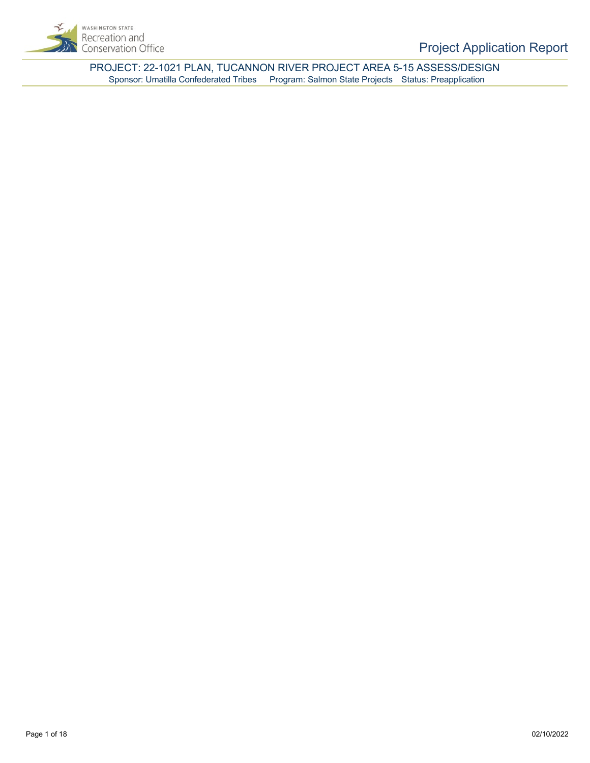# PROJECT: 22-1021 PLAN, TUCANNON RIVER PROJECT AREA 5-15 ASSESS/DESIGN

Sponsor: Umatilla Confederated Tribes Program: Salmon State Projects Status: Preapplication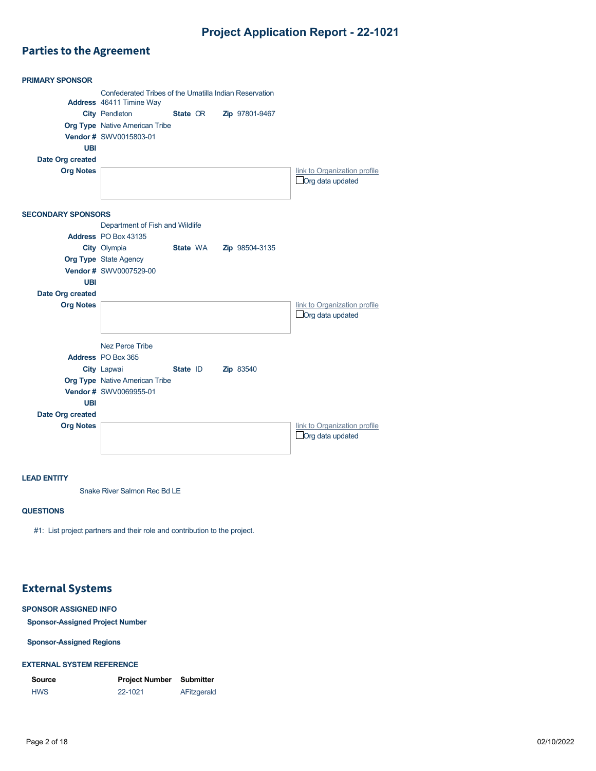# Project Application Report - 22-1021

## Parties to the Agreement

**PRIMARY SPONSOR**

Confederated Tribes of the Umatilla Indian Reservation

**Address** 46411 Timine Way
**City** Pendleton **State** OR **Zip** 97801-9467
**Org Type** Native American Tribe
**Vendor #** SWV0015803-01
**UBI**
**Date Org created**
**Org Notes**

link to Organization profile
☐ Org data updated

**SECONDARY SPONSORS**

Department of Fish and Wildlife

**Address** PO Box 43135
**City** Olympia **State** WA **Zip** 98504-3135
**Org Type** State Agency
**Vendor #** SWV0007529-00
**UBI**
**Date Org created**
**Org Notes**

link to Organization profile
☐ Org data updated

Nez Perce Tribe

**Address** PO Box 365
**City** Lapwai **State** ID **Zip** 83540
**Org Type** Native American Tribe
**Vendor #** SWV0069955-01
**UBI**
**Date Org created**
**Org Notes**

link to Organization profile
☐ Org data updated

**LEAD ENTITY**

Snake River Salmon Rec Bd LE

**QUESTIONS**

#1: List project partners and their role and contribution to the project.

## External Systems

**SPONSOR ASSIGNED INFO**

**Sponsor-Assigned Project Number**

**Sponsor-Assigned Regions**

**EXTERNAL SYSTEM REFERENCE**

| Source | Project Number | Submitter |
|---|---|---|
| HWS | 22-1021 | AFitzgerald |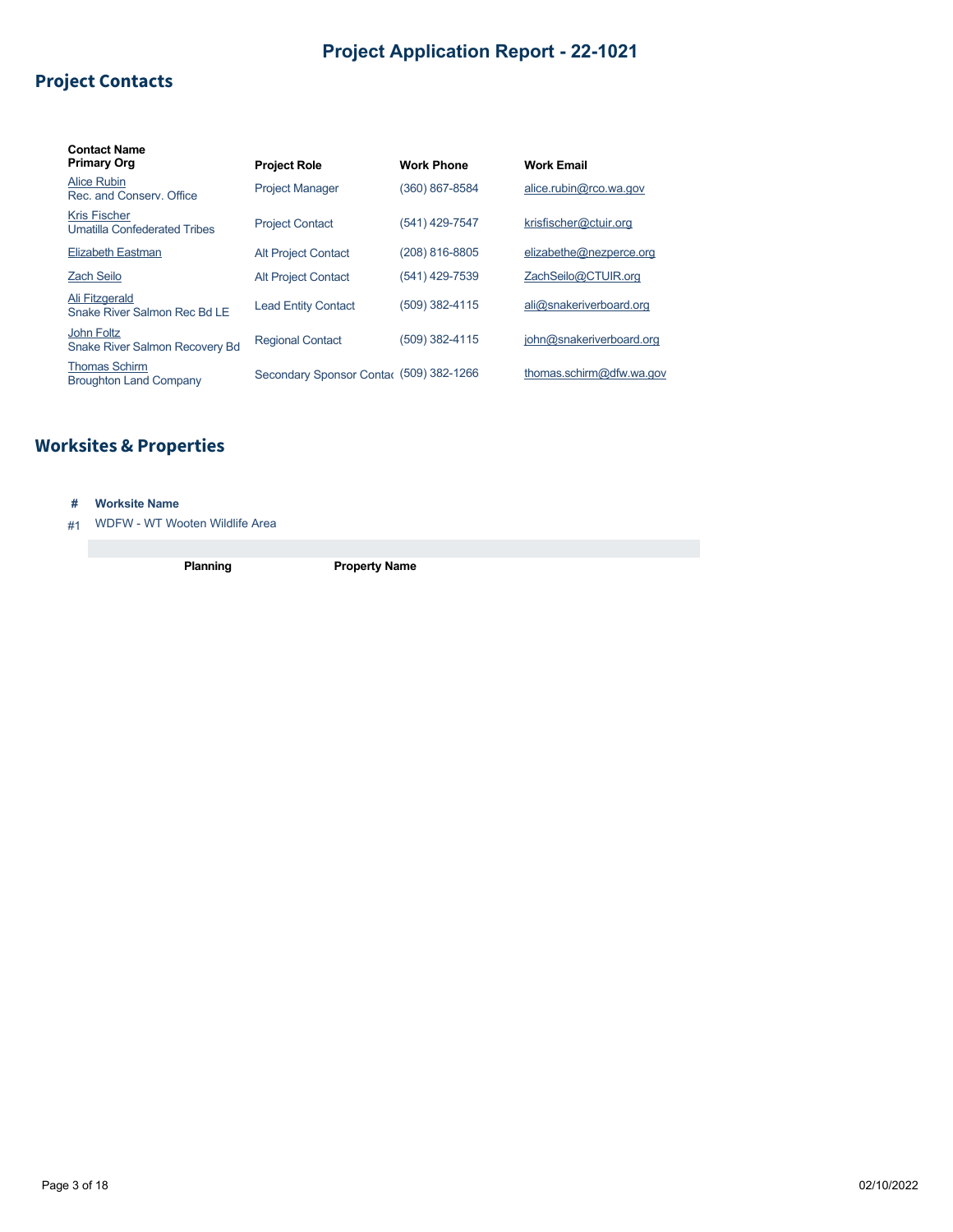# Project Application Report - 22-1021

## Project Contacts

| Contact Name<br>Primary Org | Project Role | Work Phone | Work Email |
|---|---|---|---|
| Alice Rubin<br>Rec. and Conserv. Office | Project Manager | (360) 867-8584 | alice.rubin@rco.wa.gov |
| Kris Fischer<br>Umatilla Confederated Tribes | Project Contact | (541) 429-7547 | krisfischer@ctuir.org |
| Elizabeth Eastman | Alt Project Contact | (208) 816-8805 | elizabethe@nezperce.org |
| Zach Seilo | Alt Project Contact | (541) 429-7539 | ZachSeilo@CTUIR.org |
| Ali Fitzgerald<br>Snake River Salmon Rec Bd LE | Lead Entity Contact | (509) 382-4115 | ali@snakeriverboard.org |
| John Foltz<br>Snake River Salmon Recovery Bd | Regional Contact | (509) 382-4115 | john@snakeriverboard.org |
| Thomas Schirm<br>Broughton Land Company | Secondary Sponsor Contac | (509) 382-1266 | thomas.schirm@dfw.wa.gov |

## Worksites & Properties

| # | Worksite Name |
|---|---|
| #1 | WDFW - WT Wooten Wildlife Area |

| Planning | Property Name |
|---|---|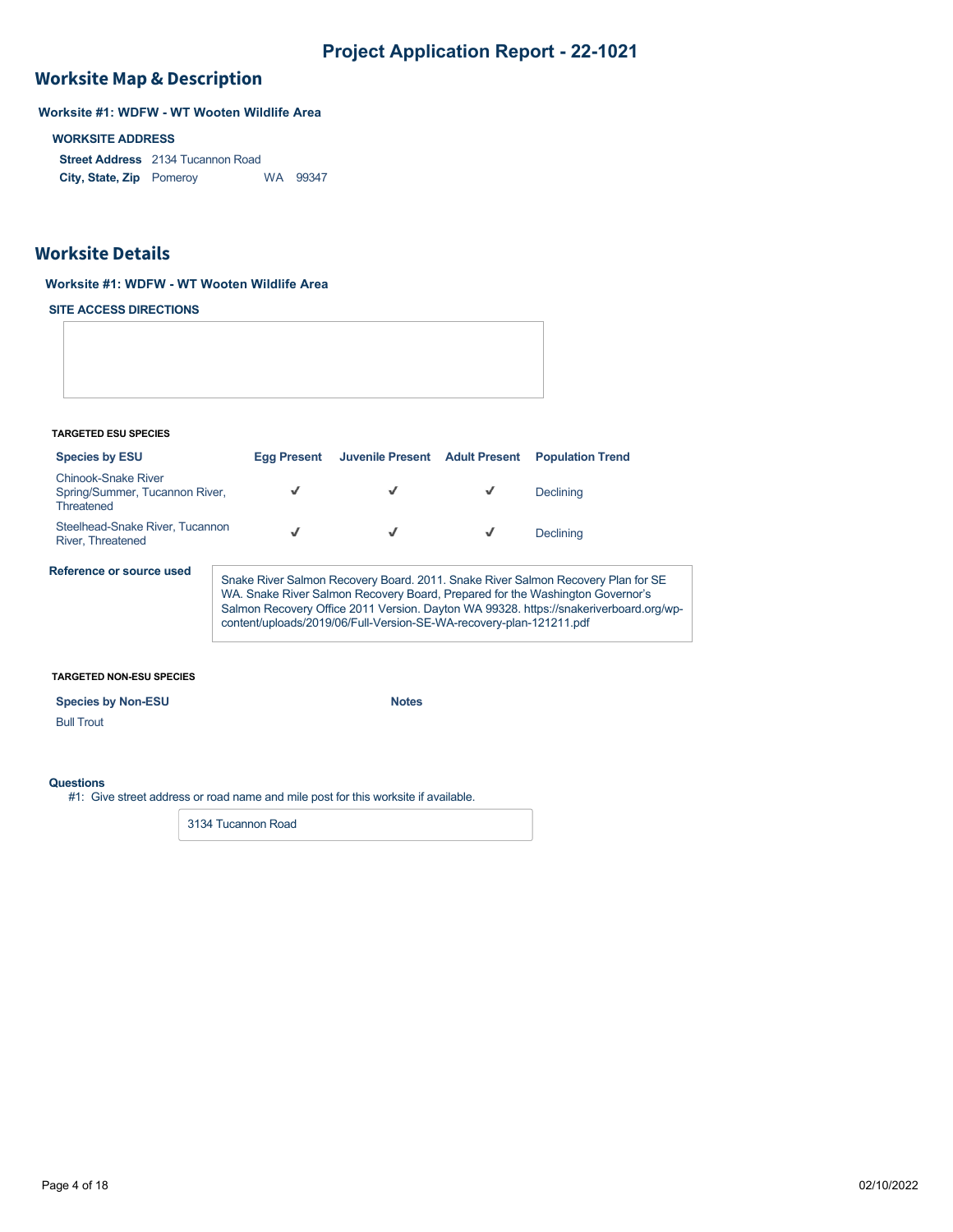# Project Application Report - 22-1021

## Worksite Map & Description

**Worksite #1: WDFW - WT Wooten Wildlife Area**

**WORKSITE ADDRESS**

**Street Address** 2134 Tucannon Road
**City, State, Zip** Pomeroy WA 99347

## Worksite Details

**Worksite #1: WDFW - WT Wooten Wildlife Area**

**SITE ACCESS DIRECTIONS**

**TARGETED ESU SPECIES**

| Species by ESU | Egg Present | Juvenile Present | Adult Present | Population Trend |
|---|---|---|---|---|
| Chinook-Snake River Spring/Summer, Tucannon River, Threatened | ✓ | ✓ | ✓ | Declining |
| Steelhead-Snake River, Tucannon River, Threatened | ✓ | ✓ | ✓ | Declining |

**Reference or source used**

Snake River Salmon Recovery Board. 2011. Snake River Salmon Recovery Plan for SE WA. Snake River Salmon Recovery Board, Prepared for the Washington Governor's Salmon Recovery Office 2011 Version. Dayton WA 99328. https://snakeriverboard.org/wp-content/uploads/2019/06/Full-Version-SE-WA-recovery-plan-121211.pdf

**TARGETED NON-ESU SPECIES**

| Species by Non-ESU | Notes |
|---|---|
| Bull Trout | |

**Questions**

#1: Give street address or road name and mile post for this worksite if available.

3134 Tucannon Road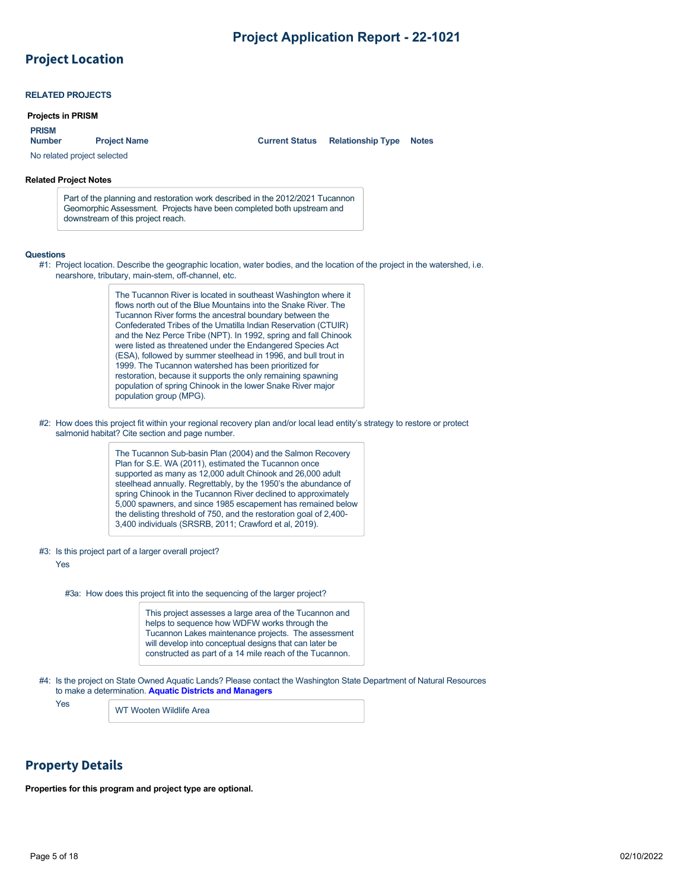## Project Location

### RELATED PROJECTS

**Projects in PRISM**

| PRISM Number | Project Name | Current Status | Relationship Type | Notes |
|---|---|---|---|---|
| No related project selected | | | | |

**Related Project Notes**

Part of the planning and restoration work described in the 2012/2021 Tucannon Geomorphic Assessment. Projects have been completed both upstream and downstream of this project reach.

**Questions**

#1: Project location. Describe the geographic location, water bodies, and the location of the project in the watershed, i.e. nearshore, tributary, main-stem, off-channel, etc.

The Tucannon River is located in southeast Washington where it flows north out of the Blue Mountains into the Snake River. The Tucannon River forms the ancestral boundary between the Confederated Tribes of the Umatilla Indian Reservation (CTUIR) and the Nez Perce Tribe (NPT). In 1992, spring and fall Chinook were listed as threatened under the Endangered Species Act (ESA), followed by summer steelhead in 1996, and bull trout in 1999. The Tucannon watershed has been prioritized for restoration, because it supports the only remaining spawning population of spring Chinook in the lower Snake River major population group (MPG).

#2: How does this project fit within your regional recovery plan and/or local lead entity's strategy to restore or protect salmonid habitat? Cite section and page number.

The Tucannon Sub-basin Plan (2004) and the Salmon Recovery Plan for S.E. WA (2011), estimated the Tucannon once supported as many as 12,000 adult Chinook and 26,000 adult steelhead annually. Regrettably, by the 1950's the abundance of spring Chinook in the Tucannon River declined to approximately 5,000 spawners, and since 1985 escapement has remained below the delisting threshold of 750, and the restoration goal of 2,400-3,400 individuals (SRSRB, 2011; Crawford et al, 2019).

#3: Is this project part of a larger overall project?

Yes

#3a: How does this project fit into the sequencing of the larger project?

This project assesses a large area of the Tucannon and helps to sequence how WDFW works through the Tucannon Lakes maintenance projects. The assessment will develop into conceptual designs that can later be constructed as part of a 14 mile reach of the Tucannon.

#4: Is the project on State Owned Aquatic Lands? Please contact the Washington State Department of Natural Resources to make a determination. **Aquatic Districts and Managers**

Yes

WT Wooten Wildlife Area

## Property Details

**Properties for this program and project type are optional.**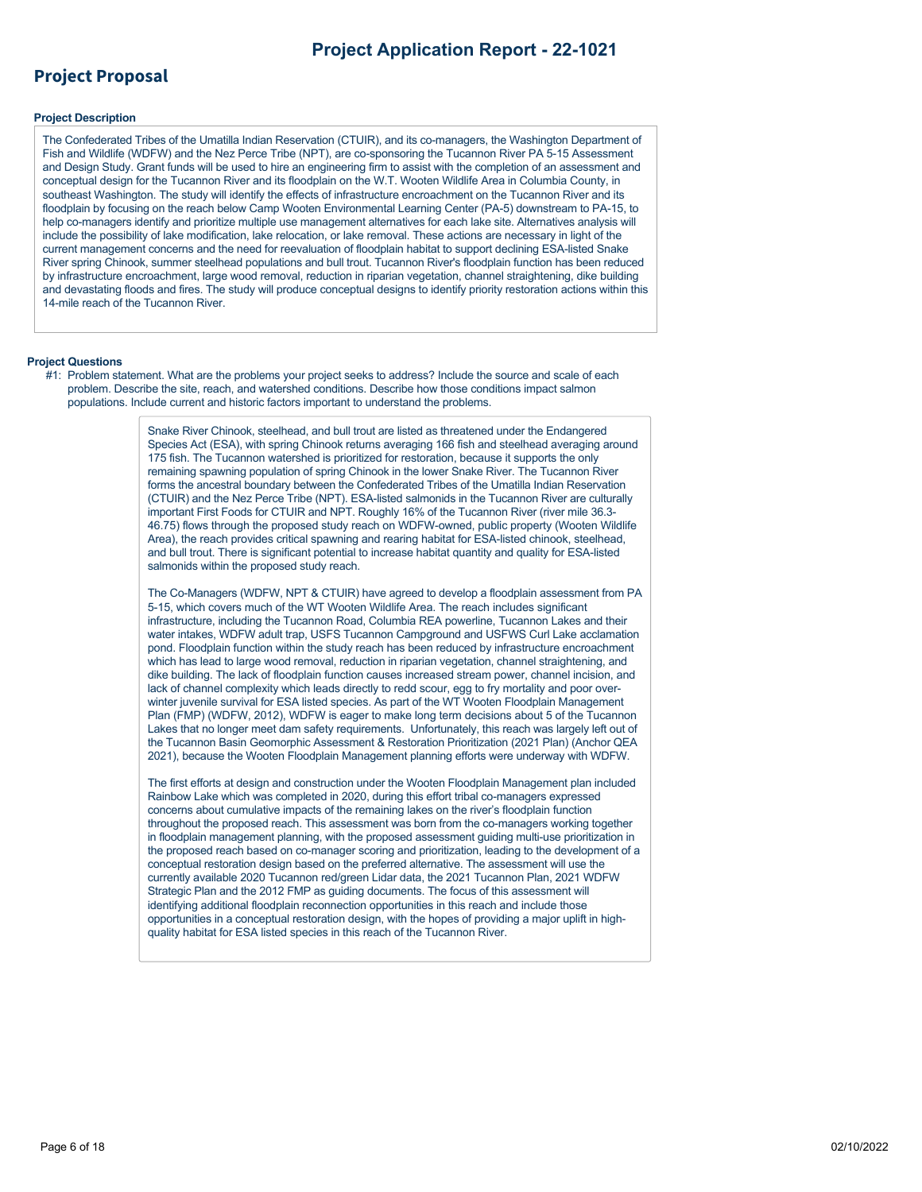## Project Proposal

### Project Description

The Confederated Tribes of the Umatilla Indian Reservation (CTUIR), and its co-managers, the Washington Department of Fish and Wildlife (WDFW) and the Nez Perce Tribe (NPT), are co-sponsoring the Tucannon River PA 5-15 Assessment and Design Study. Grant funds will be used to hire an engineering firm to assist with the completion of an assessment and conceptual design for the Tucannon River and its floodplain on the W.T. Wooten Wildlife Area in Columbia County, in southeast Washington. The study will identify the effects of infrastructure encroachment on the Tucannon River and its floodplain by focusing on the reach below Camp Wooten Environmental Learning Center (PA-5) downstream to PA-15, to help co-managers identify and prioritize multiple use management alternatives for each lake site. Alternatives analysis will include the possibility of lake modification, lake relocation, or lake removal. These actions are necessary in light of the current management concerns and the need for reevaluation of floodplain habitat to support declining ESA-listed Snake River spring Chinook, summer steelhead populations and bull trout. Tucannon River's floodplain function has been reduced by infrastructure encroachment, large wood removal, reduction in riparian vegetation, channel straightening, dike building and devastating floods and fires. The study will produce conceptual designs to identify priority restoration actions within this 14-mile reach of the Tucannon River.

### Project Questions

#1: Problem statement. What are the problems your project seeks to address? Include the source and scale of each problem. Describe the site, reach, and watershed conditions. Describe how those conditions impact salmon populations. Include current and historic factors important to understand the problems.

Snake River Chinook, steelhead, and bull trout are listed as threatened under the Endangered Species Act (ESA), with spring Chinook returns averaging 166 fish and steelhead averaging around 175 fish. The Tucannon watershed is prioritized for restoration, because it supports the only remaining spawning population of spring Chinook in the lower Snake River. The Tucannon River forms the ancestral boundary between the Confederated Tribes of the Umatilla Indian Reservation (CTUIR) and the Nez Perce Tribe (NPT). ESA-listed salmonids in the Tucannon River are culturally important First Foods for CTUIR and NPT. Roughly 16% of the Tucannon River (river mile 36.3-46.75) flows through the proposed study reach on WDFW-owned, public property (Wooten Wildlife Area), the reach provides critical spawning and rearing habitat for ESA-listed chinook, steelhead, and bull trout. There is significant potential to increase habitat quantity and quality for ESA-listed salmonids within the proposed study reach.

The Co-Managers (WDFW, NPT & CTUIR) have agreed to develop a floodplain assessment from PA 5-15, which covers much of the WT Wooten Wildlife Area. The reach includes significant infrastructure, including the Tucannon Road, Columbia REA powerline, Tucannon Lakes and their water intakes, WDFW adult trap, USFS Tucannon Campground and USFWS Curl Lake acclamation pond. Floodplain function within the study reach has been reduced by infrastructure encroachment which has lead to large wood removal, reduction in riparian vegetation, channel straightening, and dike building. The lack of floodplain function causes increased stream power, channel incision, and lack of channel complexity which leads directly to redd scour, egg to fry mortality and poor over-winter juvenile survival for ESA listed species. As part of the WT Wooten Floodplain Management Plan (FMP) (WDFW, 2012), WDFW is eager to make long term decisions about 5 of the Tucannon Lakes that no longer meet dam safety requirements. Unfortunately, this reach was largely left out of the Tucannon Basin Geomorphic Assessment & Restoration Prioritization (2021 Plan) (Anchor QEA 2021), because the Wooten Floodplain Management planning efforts were underway with WDFW.

The first efforts at design and construction under the Wooten Floodplain Management plan included Rainbow Lake which was completed in 2020, during this effort tribal co-managers expressed concerns about cumulative impacts of the remaining lakes on the river's floodplain function throughout the proposed reach. This assessment was born from the co-managers working together in floodplain management planning, with the proposed assessment guiding multi-use prioritization in the proposed reach based on co-manager scoring and prioritization, leading to the development of a conceptual restoration design based on the preferred alternative. The assessment will use the currently available 2020 Tucannon red/green Lidar data, the 2021 Tucannon Plan, 2021 WDFW Strategic Plan and the 2012 FMP as guiding documents. The focus of this assessment will identifying additional floodplain reconnection opportunities in this reach and include those opportunities in a conceptual restoration design, with the hopes of providing a major uplift in high-quality habitat for ESA listed species in this reach of the Tucannon River.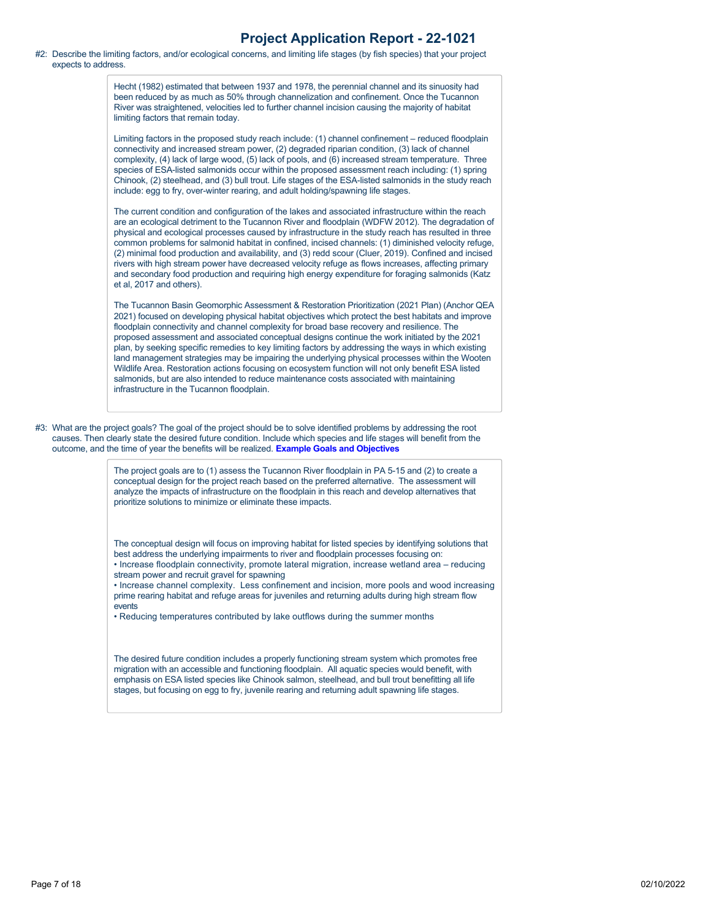#2: Describe the limiting factors, and/or ecological concerns, and limiting life stages (by fish species) that your project expects to address.

> Hecht (1982) estimated that between 1937 and 1978, the perennial channel and its sinuosity had been reduced by as much as 50% through channelization and confinement. Once the Tucannon River was straightened, velocities led to further channel incision causing the majority of habitat limiting factors that remain today.
>
> Limiting factors in the proposed study reach include: (1) channel confinement – reduced floodplain connectivity and increased stream power, (2) degraded riparian condition, (3) lack of channel complexity, (4) lack of large wood, (5) lack of pools, and (6) increased stream temperature. Three species of ESA-listed salmonids occur within the proposed assessment reach including: (1) spring Chinook, (2) steelhead, and (3) bull trout. Life stages of the ESA-listed salmonids in the study reach include: egg to fry, over-winter rearing, and adult holding/spawning life stages.
>
> The current condition and configuration of the lakes and associated infrastructure within the reach are an ecological detriment to the Tucannon River and floodplain (WDFW 2012). The degradation of physical and ecological processes caused by infrastructure in the study reach has resulted in three common problems for salmonid habitat in confined, incised channels: (1) diminished velocity refuge, (2) minimal food production and availability, and (3) redd scour (Cluer, 2019). Confined and incised rivers with high stream power have decreased velocity refuge as flows increases, affecting primary and secondary food production and requiring high energy expenditure for foraging salmonids (Katz et al, 2017 and others).
>
> The Tucannon Basin Geomorphic Assessment & Restoration Prioritization (2021 Plan) (Anchor QEA 2021) focused on developing physical habitat objectives which protect the best habitats and improve floodplain connectivity and channel complexity for broad base recovery and resilience. The proposed assessment and associated conceptual designs continue the work initiated by the 2021 plan, by seeking specific remedies to key limiting factors by addressing the ways in which existing land management strategies may be impairing the underlying physical processes within the Wooten Wildlife Area. Restoration actions focusing on ecosystem function will not only benefit ESA listed salmonids, but are also intended to reduce maintenance costs associated with maintaining infrastructure in the Tucannon floodplain.

#3: What are the project goals? The goal of the project should be to solve identified problems by addressing the root causes. Then clearly state the desired future condition. Include which species and life stages will benefit from the outcome, and the time of year the benefits will be realized. **Example Goals and Objectives**

> The project goals are to (1) assess the Tucannon River floodplain in PA 5-15 and (2) to create a conceptual design for the project reach based on the preferred alternative. The assessment will analyze the impacts of infrastructure on the floodplain in this reach and develop alternatives that prioritize solutions to minimize or eliminate these impacts.
>
> The conceptual design will focus on improving habitat for listed species by identifying solutions that best address the underlying impairments to river and floodplain processes focusing on:
>
> - Increase floodplain connectivity, promote lateral migration, increase wetland area – reducing stream power and recruit gravel for spawning
> - Increase channel complexity. Less confinement and incision, more pools and wood increasing prime rearing habitat and refuge areas for juveniles and returning adults during high stream flow events
> - Reducing temperatures contributed by lake outflows during the summer months
>
> The desired future condition includes a properly functioning stream system which promotes free migration with an accessible and functioning floodplain. All aquatic species would benefit, with emphasis on ESA listed species like Chinook salmon, steelhead, and bull trout benefitting all life stages, but focusing on egg to fry, juvenile rearing and returning adult spawning life stages.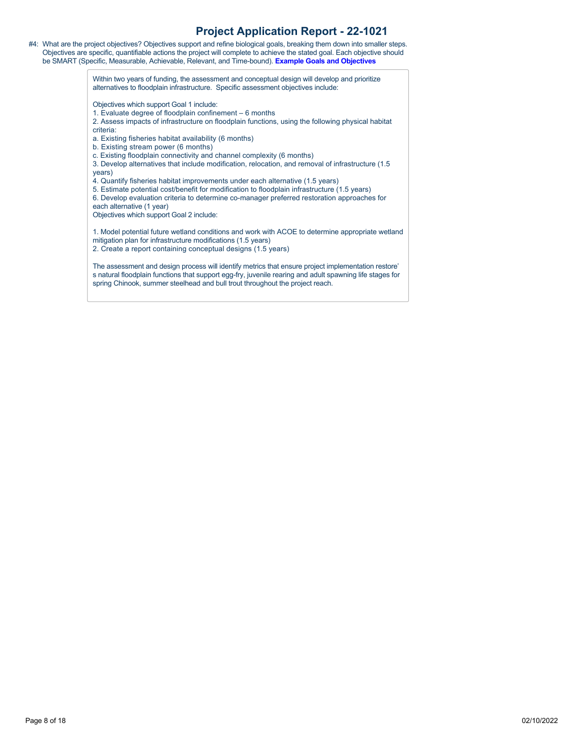# Project Application Report - 22-1021

#4: What are the project objectives? Objectives support and refine biological goals, breaking them down into smaller steps. Objectives are specific, quantifiable actions the project will complete to achieve the stated goal. Each objective should be SMART (Specific, Measurable, Achievable, Relevant, and Time-bound). **Example Goals and Objectives**

Within two years of funding, the assessment and conceptual design will develop and prioritize alternatives to floodplain infrastructure. Specific assessment objectives include:

Objectives which support Goal 1 include:
1. Evaluate degree of floodplain confinement – 6 months
2. Assess impacts of infrastructure on floodplain functions, using the following physical habitat criteria:
a. Existing fisheries habitat availability (6 months)
b. Existing stream power (6 months)
c. Existing floodplain connectivity and channel complexity (6 months)
3. Develop alternatives that include modification, relocation, and removal of infrastructure (1.5 years)
4. Quantify fisheries habitat improvements under each alternative (1.5 years)
5. Estimate potential cost/benefit for modification to floodplain infrastructure (1.5 years)
6. Develop evaluation criteria to determine co-manager preferred restoration approaches for each alternative (1 year)

Objectives which support Goal 2 include:

1. Model potential future wetland conditions and work with ACOE to determine appropriate wetland mitigation plan for infrastructure modifications (1.5 years)
2. Create a report containing conceptual designs (1.5 years)

The assessment and design process will identify metrics that ensure project implementation restore's natural floodplain functions that support egg-fry, juvenile rearing and adult spawning life stages for spring Chinook, summer steelhead and bull trout throughout the project reach.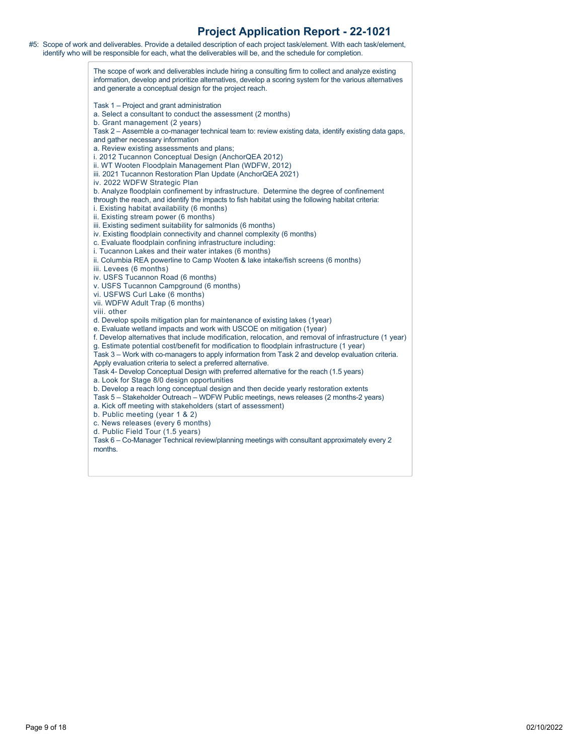# Project Application Report - 22-1021

#5: Scope of work and deliverables. Provide a detailed description of each project task/element. With each task/element, identify who will be responsible for each, what the deliverables will be, and the schedule for completion.

The scope of work and deliverables include hiring a consulting firm to collect and analyze existing information, develop and prioritize alternatives, develop a scoring system for the various alternatives and generate a conceptual design for the project reach.

Task 1 – Project and grant administration
a. Select a consultant to conduct the assessment (2 months)
b. Grant management (2 years)
Task 2 – Assemble a co-manager technical team to: review existing data, identify existing data gaps, and gather necessary information
a. Review existing assessments and plans;
i. 2012 Tucannon Conceptual Design (AnchorQEA 2012)
ii. WT Wooten Floodplain Management Plan (WDFW, 2012)
iii. 2021 Tucannon Restoration Plan Update (AnchorQEA 2021)
iv. 2022 WDFW Strategic Plan
b. Analyze floodplain confinement by infrastructure. Determine the degree of confinement through the reach, and identify the impacts to fish habitat using the following habitat criteria:
i. Existing habitat availability (6 months)
ii. Existing stream power (6 months)
iii. Existing sediment suitability for salmonids (6 months)
iv. Existing floodplain connectivity and channel complexity (6 months)
c. Evaluate floodplain confining infrastructure including:
i. Tucannon Lakes and their water intakes (6 months)
ii. Columbia REA powerline to Camp Wooten & lake intake/fish screens (6 months)
iii. Levees (6 months)
iv. USFS Tucannon Road (6 months)
v. USFS Tucannon Campground (6 months)
vi. USFWS Curl Lake (6 months)
vii. WDFW Adult Trap (6 months)
viii. other
d. Develop spoils mitigation plan for maintenance of existing lakes (1year)
e. Evaluate wetland impacts and work with USCOE on mitigation (1year)
f. Develop alternatives that include modification, relocation, and removal of infrastructure (1 year)
g. Estimate potential cost/benefit for modification to floodplain infrastructure (1 year)
Task 3 – Work with co-managers to apply information from Task 2 and develop evaluation criteria. Apply evaluation criteria to select a preferred alternative.
Task 4- Develop Conceptual Design with preferred alternative for the reach (1.5 years)
a. Look for Stage 8/0 design opportunities
b. Develop a reach long conceptual design and then decide yearly restoration extents
Task 5 – Stakeholder Outreach – WDFW Public meetings, news releases (2 months-2 years)
a. Kick off meeting with stakeholders (start of assessment)
b. Public meeting (year 1 & 2)
c. News releases (every 6 months)
d. Public Field Tour (1.5 years)
Task 6 – Co-Manager Technical review/planning meetings with consultant approximately every 2 months.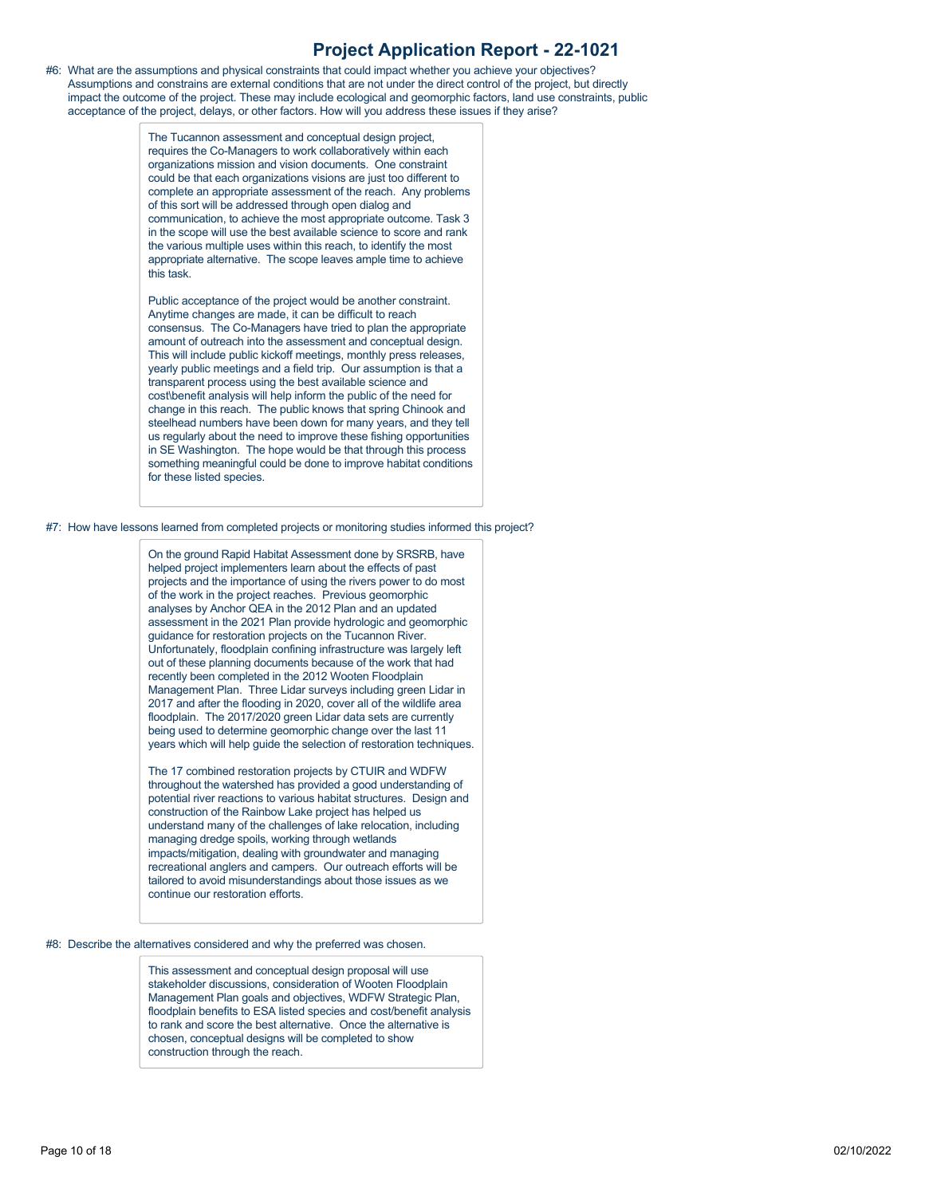#6: What are the assumptions and physical constraints that could impact whether you achieve your objectives? Assumptions and constrains are external conditions that are not under the direct control of the project, but directly impact the outcome of the project. These may include ecological and geomorphic factors, land use constraints, public acceptance of the project, delays, or other factors. How will you address these issues if they arise?

> The Tucannon assessment and conceptual design project, requires the Co-Managers to work collaboratively within each organizations mission and vision documents. One constraint could be that each organizations visions are just too different to complete an appropriate assessment of the reach. Any problems of this sort will be addressed through open dialog and communication, to achieve the most appropriate outcome. Task 3 in the scope will use the best available science to score and rank the various multiple uses within this reach, to identify the most appropriate alternative. The scope leaves ample time to achieve this task.
>
> Public acceptance of the project would be another constraint. Anytime changes are made, it can be difficult to reach consensus. The Co-Managers have tried to plan the appropriate amount of outreach into the assessment and conceptual design. This will include public kickoff meetings, monthly press releases, yearly public meetings and a field trip. Our assumption is that a transparent process using the best available science and cost\benefit analysis will help inform the public of the need for change in this reach. The public knows that spring Chinook and steelhead numbers have been down for many years, and they tell us regularly about the need to improve these fishing opportunities in SE Washington. The hope would be that through this process something meaningful could be done to improve habitat conditions for these listed species.

#7: How have lessons learned from completed projects or monitoring studies informed this project?

> On the ground Rapid Habitat Assessment done by SRSRB, have helped project implementers learn about the effects of past projects and the importance of using the rivers power to do most of the work in the project reaches. Previous geomorphic analyses by Anchor QEA in the 2012 Plan and an updated assessment in the 2021 Plan provide hydrologic and geomorphic guidance for restoration projects on the Tucannon River. Unfortunately, floodplain confining infrastructure was largely left out of these planning documents because of the work that had recently been completed in the 2012 Wooten Floodplain Management Plan. Three Lidar surveys including green Lidar in 2017 and after the flooding in 2020, cover all of the wildlife area floodplain. The 2017/2020 green Lidar data sets are currently being used to determine geomorphic change over the last 11 years which will help guide the selection of restoration techniques.
>
> The 17 combined restoration projects by CTUIR and WDFW throughout the watershed has provided a good understanding of potential river reactions to various habitat structures. Design and construction of the Rainbow Lake project has helped us understand many of the challenges of lake relocation, including managing dredge spoils, working through wetlands impacts/mitigation, dealing with groundwater and managing recreational anglers and campers. Our outreach efforts will be tailored to avoid misunderstandings about those issues as we continue our restoration efforts.

#8: Describe the alternatives considered and why the preferred was chosen.

> This assessment and conceptual design proposal will use stakeholder discussions, consideration of Wooten Floodplain Management Plan goals and objectives, WDFW Strategic Plan, floodplain benefits to ESA listed species and cost/benefit analysis to rank and score the best alternative. Once the alternative is chosen, conceptual designs will be completed to show construction through the reach.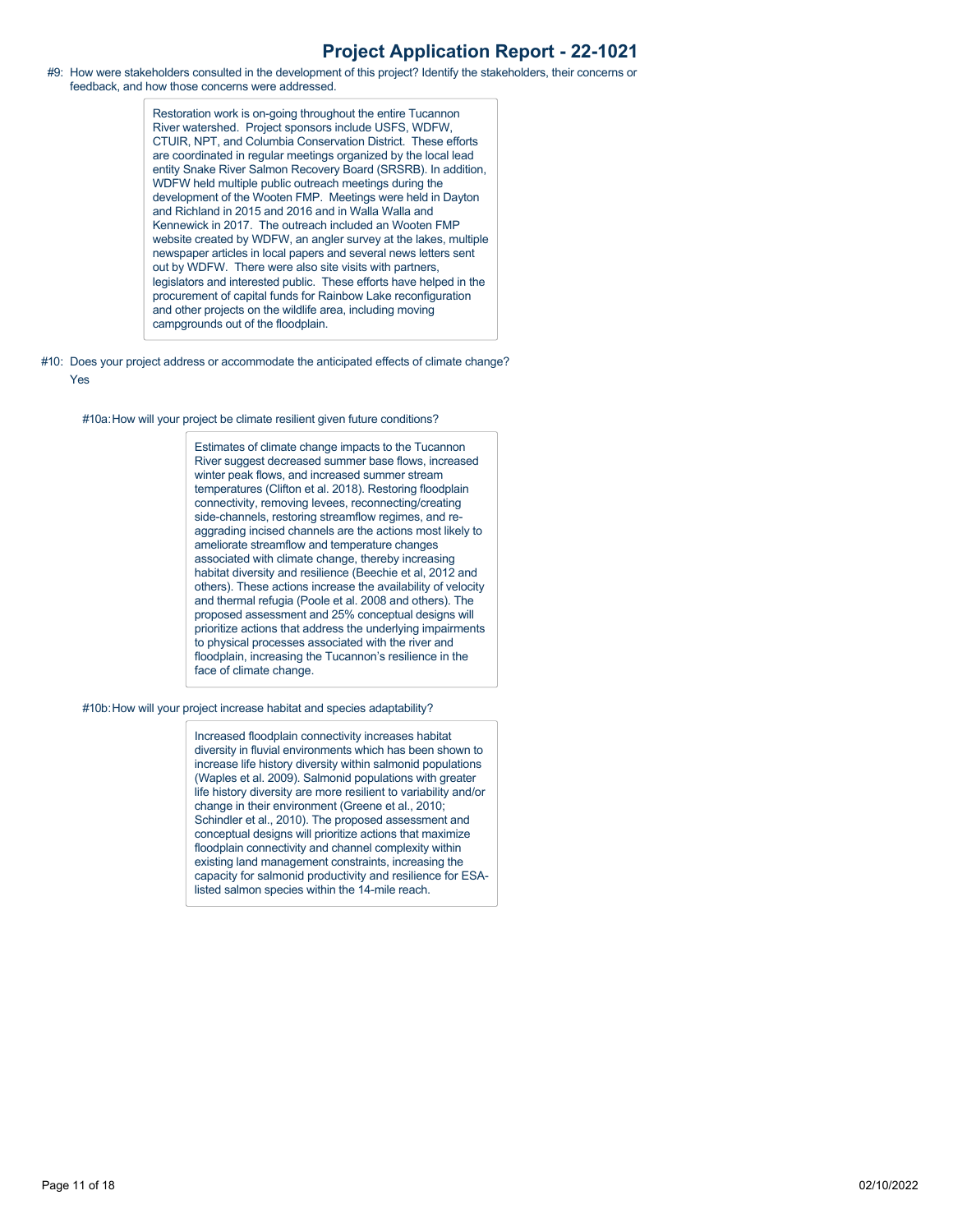#9: How were stakeholders consulted in the development of this project? Identify the stakeholders, their concerns or feedback, and how those concerns were addressed.

> Restoration work is on-going throughout the entire Tucannon River watershed. Project sponsors include USFS, WDFW, CTUIR, NPT, and Columbia Conservation District. These efforts are coordinated in regular meetings organized by the local lead entity Snake River Salmon Recovery Board (SRSRB). In addition, WDFW held multiple public outreach meetings during the development of the Wooten FMP. Meetings were held in Dayton and Richland in 2015 and 2016 and in Walla Walla and Kennewick in 2017. The outreach included an Wooten FMP website created by WDFW, an angler survey at the lakes, multiple newspaper articles in local papers and several news letters sent out by WDFW. There were also site visits with partners, legislators and interested public. These efforts have helped in the procurement of capital funds for Rainbow Lake reconfiguration and other projects on the wildlife area, including moving campgrounds out of the floodplain.

#10: Does your project address or accommodate the anticipated effects of climate change?

Yes

#10a: How will your project be climate resilient given future conditions?

> Estimates of climate change impacts to the Tucannon River suggest decreased summer base flows, increased winter peak flows, and increased summer stream temperatures (Clifton et al. 2018). Restoring floodplain connectivity, removing levees, reconnecting/creating side-channels, restoring streamflow regimes, and re-aggrading incised channels are the actions most likely to ameliorate streamflow and temperature changes associated with climate change, thereby increasing habitat diversity and resilience (Beechie et al, 2012 and others). These actions increase the availability of velocity and thermal refugia (Poole et al. 2008 and others). The proposed assessment and 25% conceptual designs will prioritize actions that address the underlying impairments to physical processes associated with the river and floodplain, increasing the Tucannon's resilience in the face of climate change.

#10b: How will your project increase habitat and species adaptability?

> Increased floodplain connectivity increases habitat diversity in fluvial environments which has been shown to increase life history diversity within salmonid populations (Waples et al. 2009). Salmonid populations with greater life history diversity are more resilient to variability and/or change in their environment (Greene et al., 2010; Schindler et al., 2010). The proposed assessment and conceptual designs will prioritize actions that maximize floodplain connectivity and channel complexity within existing land management constraints, increasing the capacity for salmonid productivity and resilience for ESA-listed salmon species within the 14-mile reach.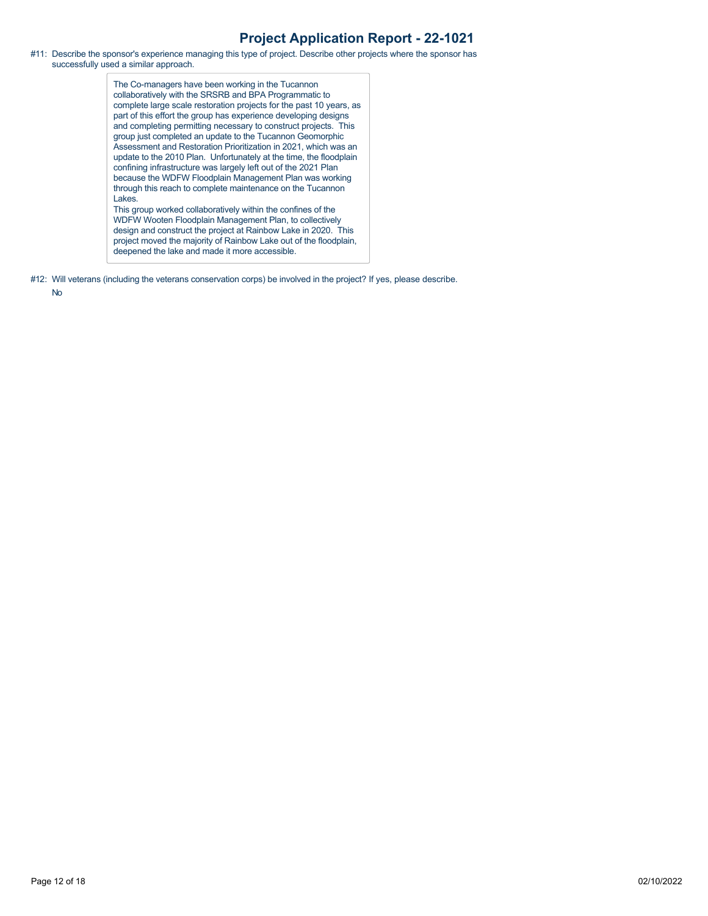# Project Application Report - 22-1021

#11: Describe the sponsor's experience managing this type of project. Describe other projects where the sponsor has successfully used a similar approach.

> The Co-managers have been working in the Tucannon collaboratively with the SRSRB and BPA Programmatic to complete large scale restoration projects for the past 10 years, as part of this effort the group has experience developing designs and completing permitting necessary to construct projects. This group just completed an update to the Tucannon Geomorphic Assessment and Restoration Prioritization in 2021, which was an update to the 2010 Plan. Unfortunately at the time, the floodplain confining infrastructure was largely left out of the 2021 Plan because the WDFW Floodplain Management Plan was working through this reach to complete maintenance on the Tucannon Lakes.
> This group worked collaboratively within the confines of the WDFW Wooten Floodplain Management Plan, to collectively design and construct the project at Rainbow Lake in 2020. This project moved the majority of Rainbow Lake out of the floodplain, deepened the lake and made it more accessible.

#12: Will veterans (including the veterans conservation corps) be involved in the project? If yes, please describe.

No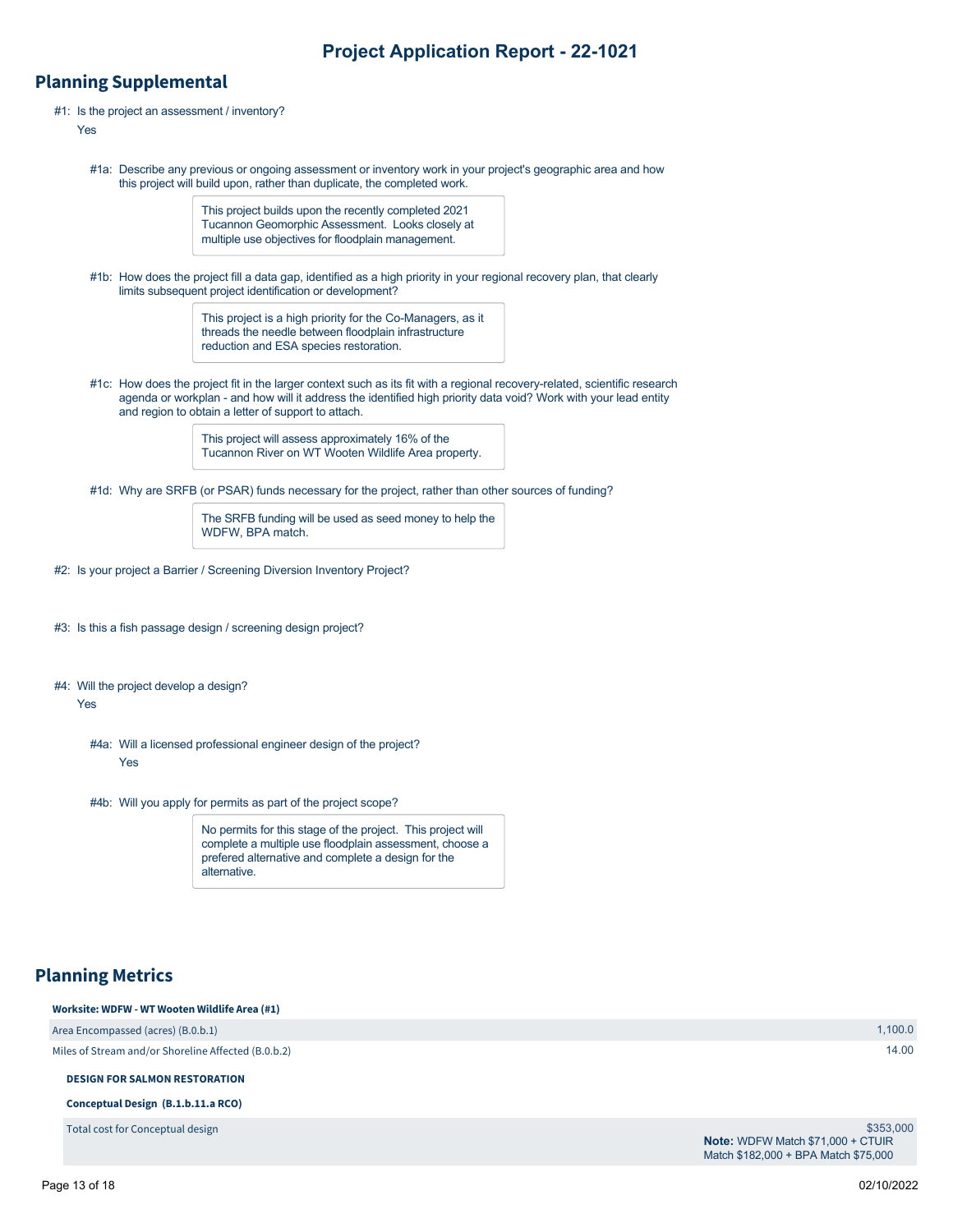# Project Application Report - 22-1021

## Planning Supplemental

#1: Is the project an assessment / inventory?

Yes

#1a: Describe any previous or ongoing assessment or inventory work in your project's geographic area and how this project will build upon, rather than duplicate, the completed work.

> This project builds upon the recently completed 2021 Tucannon Geomorphic Assessment. Looks closely at multiple use objectives for floodplain management.

#1b: How does the project fill a data gap, identified as a high priority in your regional recovery plan, that clearly limits subsequent project identification or development?

> This project is a high priority for the Co-Managers, as it threads the needle between floodplain infrastructure reduction and ESA species restoration.

#1c: How does the project fit in the larger context such as its fit with a regional recovery-related, scientific research agenda or workplan - and how will it address the identified high priority data void? Work with your lead entity and region to obtain a letter of support to attach.

> This project will assess approximately 16% of the Tucannon River on WT Wooten Wildlife Area property.

#1d: Why are SRFB (or PSAR) funds necessary for the project, rather than other sources of funding?

> The SRFB funding will be used as seed money to help the WDFW, BPA match.

#2: Is your project a Barrier / Screening Diversion Inventory Project?

#3: Is this a fish passage design / screening design project?

#4: Will the project develop a design?

Yes

#4a: Will a licensed professional engineer design of the project?

Yes

#4b: Will you apply for permits as part of the project scope?

> No permits for this stage of the project. This project will complete a multiple use floodplain assessment, choose a prefered alternative and complete a design for the alternative.

## Planning Metrics

**Worksite: WDFW - WT Wooten Wildlife Area (#1)**

| | |
|---|---|
| Area Encompassed (acres) (B.0.b.1) | 1,100.0 |
| Miles of Stream and/or Shoreline Affected (B.0.b.2) | 14.00 |

**DESIGN FOR SALMON RESTORATION**

**Conceptual Design (B.1.b.11.a RCO)**

| | |
|---|---|
| Total cost for Conceptual design | $353,000<br>**Note:** WDFW Match $71,000 + CTUIR Match $182,000 + BPA Match $75,000 |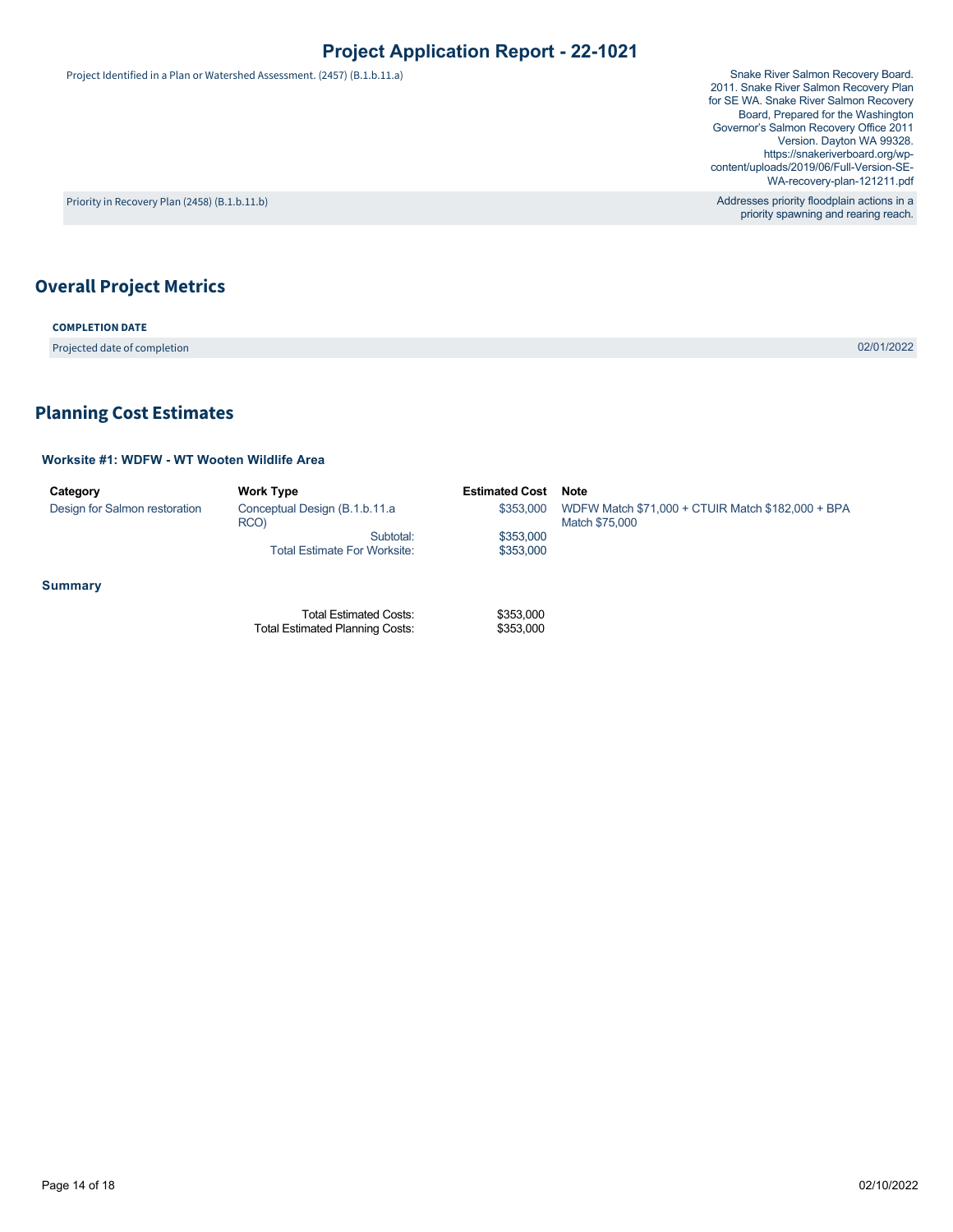| | |
|---|---|
| Project Identified in a Plan or Watershed Assessment. (2457) (B.1.b.11.a) | Snake River Salmon Recovery Board. 2011. Snake River Salmon Recovery Plan for SE WA. Snake River Salmon Recovery Board, Prepared for the Washington Governor's Salmon Recovery Office 2011 Version. Dayton WA 99328. https://snakeriverboard.org/wp-content/uploads/2019/06/Full-Version-SE-WA-recovery-plan-121211.pdf |
| Priority in Recovery Plan (2458) (B.1.b.11.b) | Addresses priority floodplain actions in a priority spawning and rearing reach. |

## Overall Project Metrics

**COMPLETION DATE**

| | |
|---|---|
| Projected date of completion | 02/01/2022 |

## Planning Cost Estimates

### Worksite #1: WDFW - WT Wooten Wildlife Area

| Category | Work Type | Estimated Cost | Note |
|---|---|---|---|
| Design for Salmon restoration | Conceptual Design (B.1.b.11.a RCO) | $353,000 | WDFW Match $71,000 + CTUIR Match $182,000 + BPA Match $75,000 |
| | Subtotal: | $353,000 | |
| | Total Estimate For Worksite: | $353,000 | |

### Summary

| | |
|---|---|
| Total Estimated Costs: | $353,000 |
| Total Estimated Planning Costs: | $353,000 |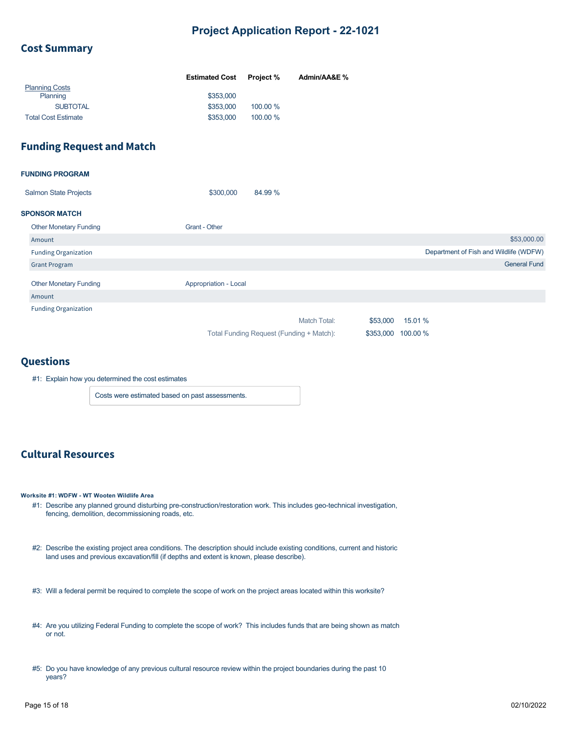# Project Application Report - 22-1021

## Cost Summary

| | Estimated Cost | Project % | Admin/AA&E % |
|---|---|---|---|
| Planning Costs | | | |
| Planning | $353,000 | | |
| SUBTOTAL | $353,000 | 100.00 % | |
| Total Cost Estimate | $353,000 | 100.00 % | |

## Funding Request and Match

**FUNDING PROGRAM**

| | | |
|---|---|---|
| Salmon State Projects | $300,000 | 84.99 % |

**SPONSOR MATCH**

| Other Monetary Funding | Grant - Other |
|---|---|
| Amount | $53,000.00 |
| Funding Organization | Department of Fish and Wildlife (WDFW) |
| Grant Program | General Fund |

| Other Monetary Funding | Appropriation - Local |
|---|---|
| Amount | |
| Funding Organization | |

| | | |
|---|---|---|
| Match Total: | $53,000 | 15.01 % |
| Total Funding Request (Funding + Match): | $353,000 | 100.00 % |

## Questions

#1: Explain how you determined the cost estimates

> Costs were estimated based on past assessments.

## Cultural Resources

**Worksite #1: WDFW - WT Wooten Wildlife Area**

#1: Describe any planned ground disturbing pre-construction/restoration work. This includes geo-technical investigation, fencing, demolition, decommissioning roads, etc.

#2: Describe the existing project area conditions. The description should include existing conditions, current and historic land uses and previous excavation/fill (if depths and extent is known, please describe).

#3: Will a federal permit be required to complete the scope of work on the project areas located within this worksite?

#4: Are you utilizing Federal Funding to complete the scope of work? This includes funds that are being shown as match or not.

#5: Do you have knowledge of any previous cultural resource review within the project boundaries during the past 10 years?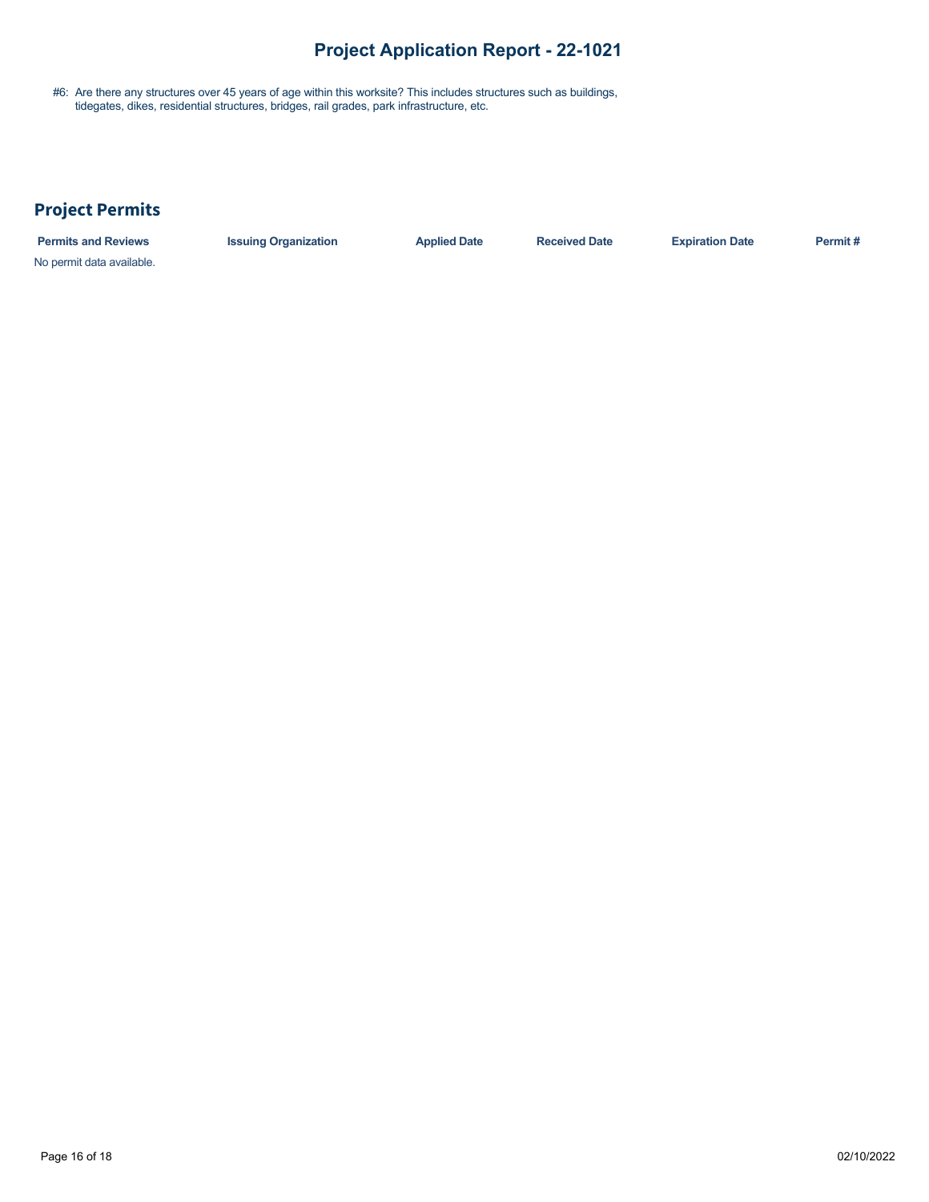#6: Are there any structures over 45 years of age within this worksite? This includes structures such as buildings, tidegates, dikes, residential structures, bridges, rail grades, park infrastructure, etc.

## Project Permits

| Permits and Reviews | Issuing Organization | Applied Date | Received Date | Expiration Date | Permit # |
|---|---|---|---|---|---|

No permit data available.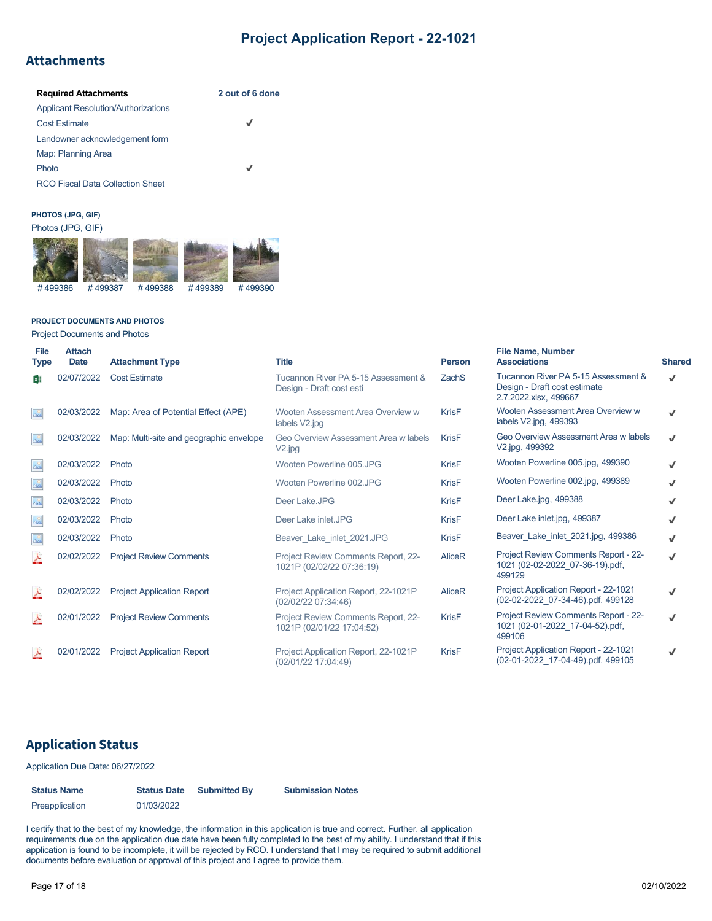# Project Application Report - 22-1021

## Attachments

| Required Attachments | 2 out of 6 done |
|---|---|
| Applicant Resolution/Authorizations | |
| Cost Estimate | ✓ |
| Landowner acknowledgement form | |
| Map: Planning Area | |
| Photo | ✓ |
| RCO Fiscal Data Collection Sheet | |

**PHOTOS (JPG, GIF)**

Photos (JPG, GIF)

# 499386 # 499387 # 499388 # 499389 # 499390

**PROJECT DOCUMENTS AND PHOTOS**

Project Documents and Photos

| File Type | Attach Date | Attachment Type | Title | Person | File Name, Number Associations | Shared |
|---|---|---|---|---|---|---|
| | 02/07/2022 | Cost Estimate | Tucannon River PA 5-15 Assessment & Design - Draft cost esti | ZachS | Tucannon River PA 5-15 Assessment & Design - Draft cost estimate 2.7.2022.xlsx, 499667 | ✓ |
| | 02/03/2022 | Map: Area of Potential Effect (APE) | Wooten Assessment Area Overview w labels V2.jpg | KrisF | Wooten Assessment Area Overview w labels V2.jpg, 499393 | ✓ |
| | 02/03/2022 | Map: Multi-site and geographic envelope | Geo Overview Assessment Area w labels V2.jpg | KrisF | Geo Overview Assessment Area w labels V2.jpg, 499392 | ✓ |
| | 02/03/2022 | Photo | Wooten Powerline 005.JPG | KrisF | Wooten Powerline 005.jpg, 499390 | ✓ |
| | 02/03/2022 | Photo | Wooten Powerline 002.JPG | KrisF | Wooten Powerline 002.jpg, 499389 | ✓ |
| | 02/03/2022 | Photo | Deer Lake.JPG | KrisF | Deer Lake.jpg, 499388 | ✓ |
| | 02/03/2022 | Photo | Deer Lake inlet.JPG | KrisF | Deer Lake inlet.jpg, 499387 | ✓ |
| | 02/03/2022 | Photo | Beaver_Lake_inlet_2021.JPG | KrisF | Beaver_Lake_inlet_2021.jpg, 499386 | ✓ |
| | 02/02/2022 | Project Review Comments | Project Review Comments Report, 22-1021P (02/02/22 07:36:19) | AliceR | Project Review Comments Report - 22-1021 (02-02-2022_07-36-19).pdf, 499129 | ✓ |
| | 02/02/2022 | Project Application Report | Project Application Report, 22-1021P (02/02/22 07:34:46) | AliceR | Project Application Report - 22-1021 (02-02-2022_07-34-46).pdf, 499128 | ✓ |
| | 02/01/2022 | Project Review Comments | Project Review Comments Report, 22-1021P (02/01/22 17:04:52) | KrisF | Project Review Comments Report - 22-1021 (02-01-2022_17-04-52).pdf, 499106 | ✓ |
| | 02/01/2022 | Project Application Report | Project Application Report, 22-1021P (02/01/22 17:04:49) | KrisF | Project Application Report - 22-1021 (02-01-2022_17-04-49).pdf, 499105 | ✓ |

## Application Status

Application Due Date: 06/27/2022

| Status Name | Status Date | Submitted By | Submission Notes |
|---|---|---|---|
| Preapplication | 01/03/2022 | | |

I certify that to the best of my knowledge, the information in this application is true and correct. Further, all application requirements due on the application due date have been fully completed to the best of my ability. I understand that if this application is found to be incomplete, it will be rejected by RCO. I understand that I may be required to submit additional documents before evaluation or approval of this project and I agree to provide them.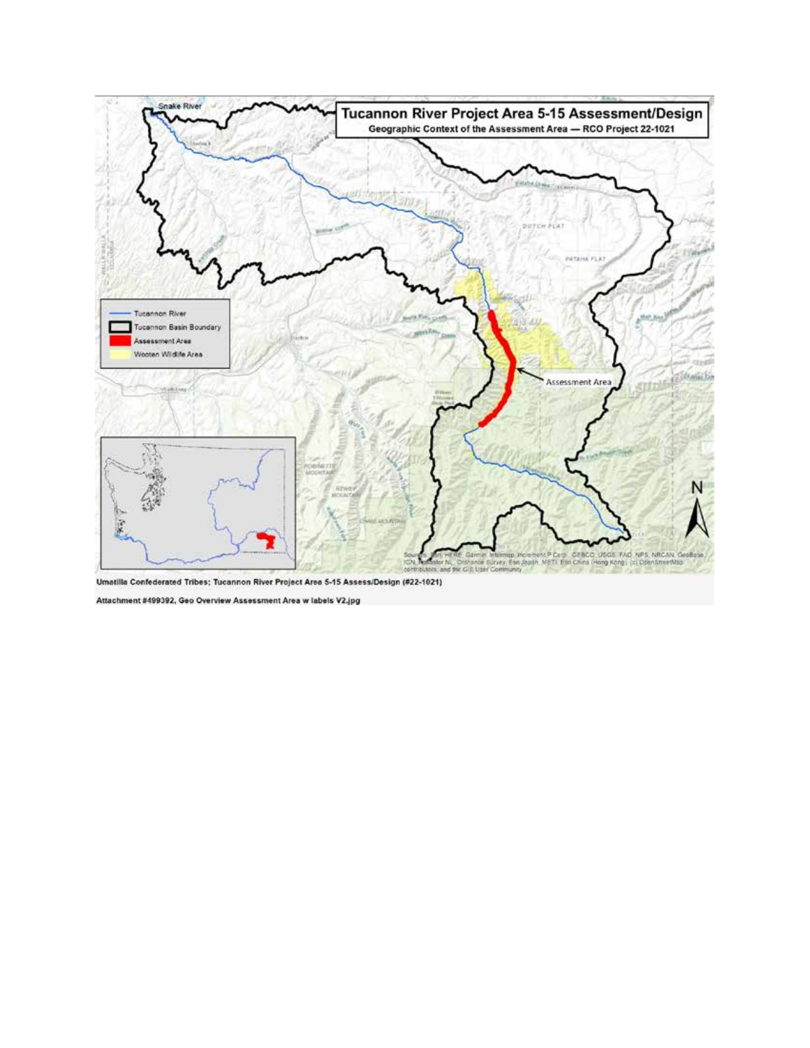# Tucannon River Project Area 5-15 Assessment/Design

**Geographic Context of the Assessment Area — RCO Project 22-1021**

- Tucannon River
- Tucannon Basin Boundary
- Assessment Area
- Wooten Wildlife Area

Assessment Area

Snake River

DUTCH FLAT

PATAHA FLAT

N

Sources: Esri, HERE, Garmin, Intermap, increment P Corp., GEBCO, USGS, FAO, NPS, NRCAN, GeoBase, IGN, Kadaster NL, Ordnance Survey, Esri Japan, METI, Esri China (Hong Kong), (c) OpenStreetMap contributors, and the GIS User Community

**Umatilla Confederated Tribes; Tucannon River Project Area 5-15 Assess/Design (#22-1021)**

**Attachment #499392, Geo Overview Assessment Area w labels V2.jpg**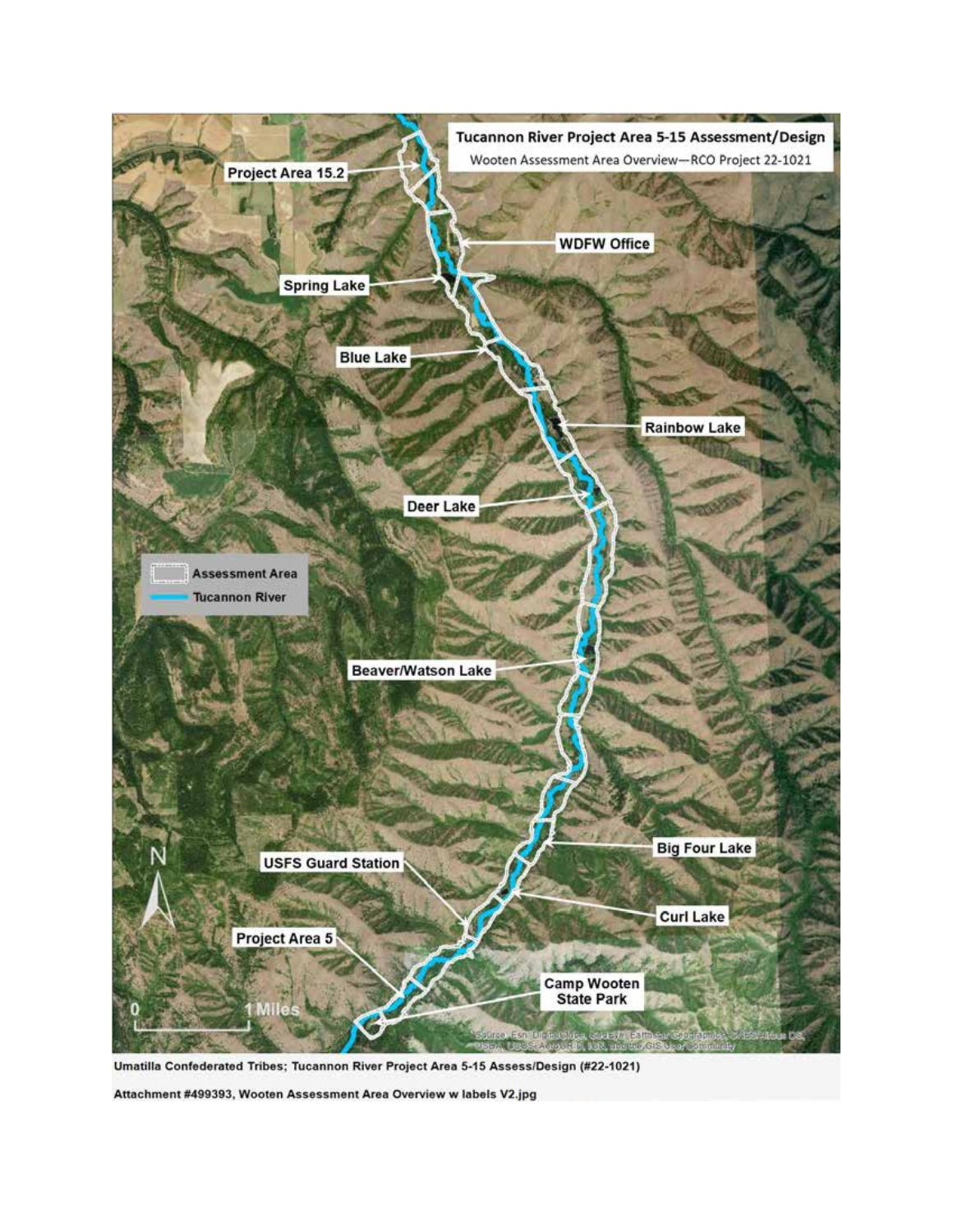## Tucannon River Project Area 5-15 Assessment/Design

Wooten Assessment Area Overview—RCO Project 22-1021

Project Area 15.2

WDFW Office

Spring Lake

Blue Lake

Rainbow Lake

Deer Lake

Assessment Area

Tucannon River

Beaver/Watson Lake

Big Four Lake

USFS Guard Station

Curl Lake

Project Area 5

Camp Wooten State Park

0 1 Miles

N

Umatilla Confederated Tribes; Tucannon River Project Area 5-15 Assess/Design (#22-1021)

Attachment #499393, Wooten Assessment Area Overview w labels V2.jpg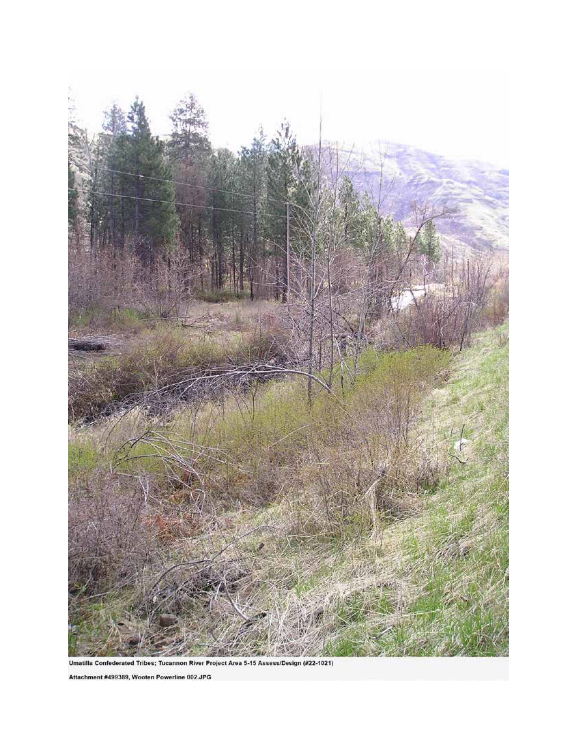Umatilla Confederated Tribes; Tucannon River Project Area 5-15 Assess/Design (#22-1021)

Attachment #499389, Wooten Powerline 002.JPG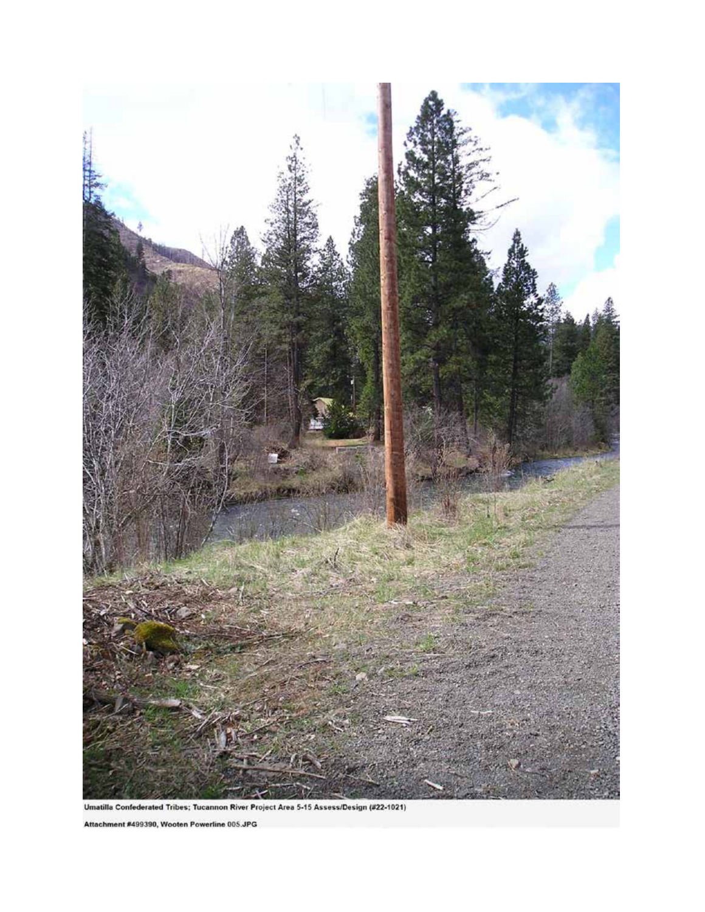Umatilla Confederated Tribes; Tucannon River Project Area 5-15 Assess/Design (#22-1021)

Attachment #499390, Wooten Powerline 005.JPG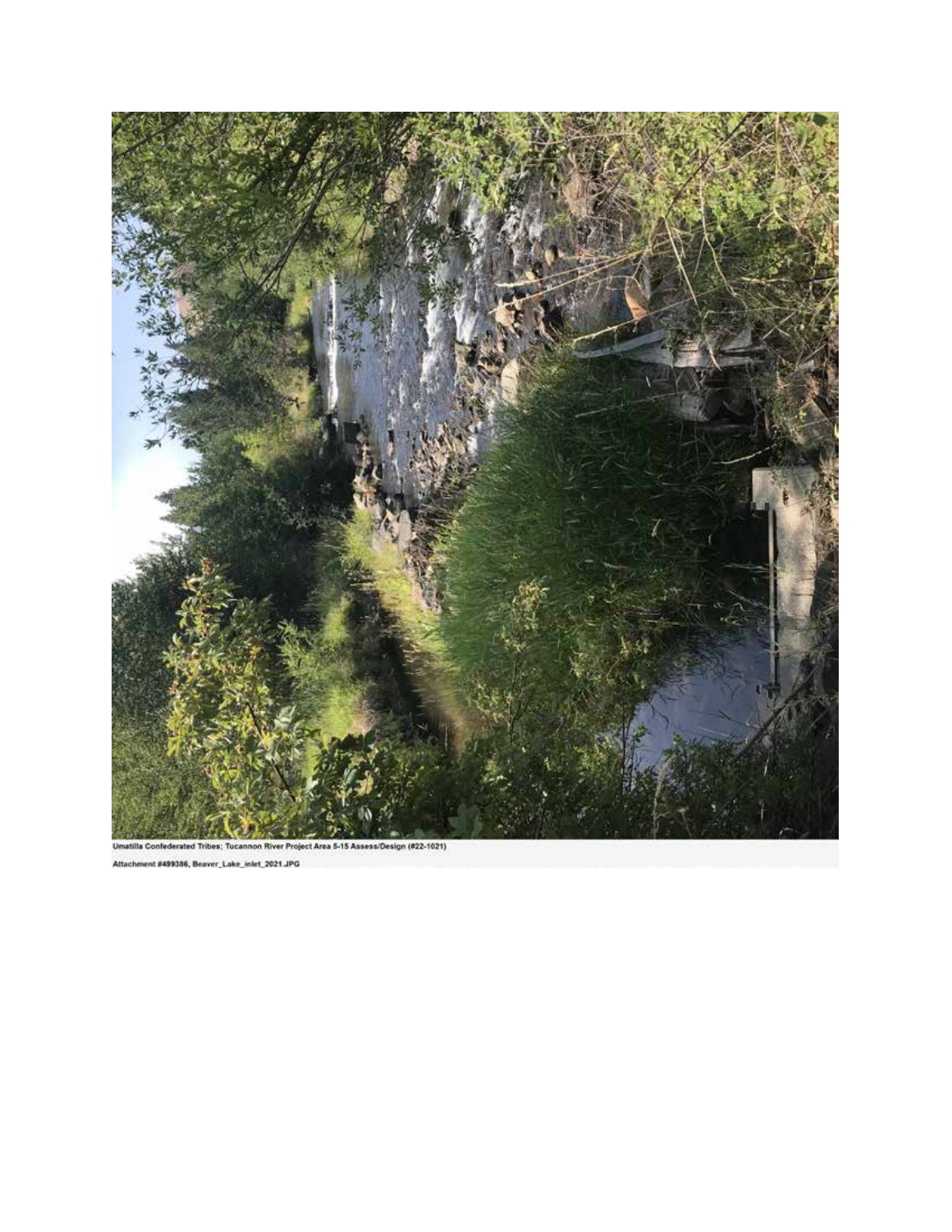Umatilla Confederated Tribes; Tucannon River Project Area 5-15 Assess/Design (#22-1021)

Attachment #499386, Beaver_Lake_inlet_2021.JPG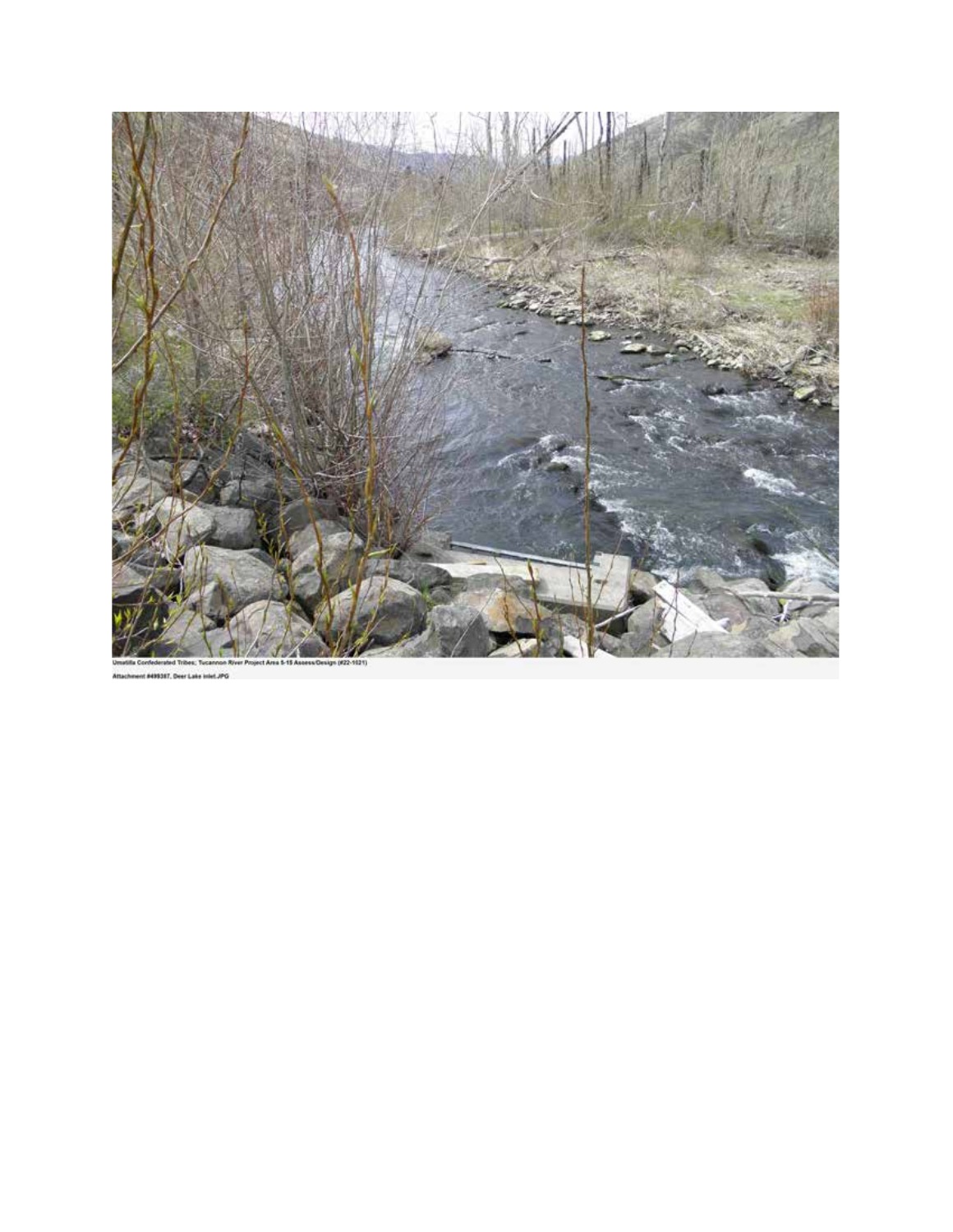Umatilla Confederated Tribes; Tucannon River Project Area 5-15 Assess/Design (#22-1021)

Attachment #499387, Deer Lake inlet.JPG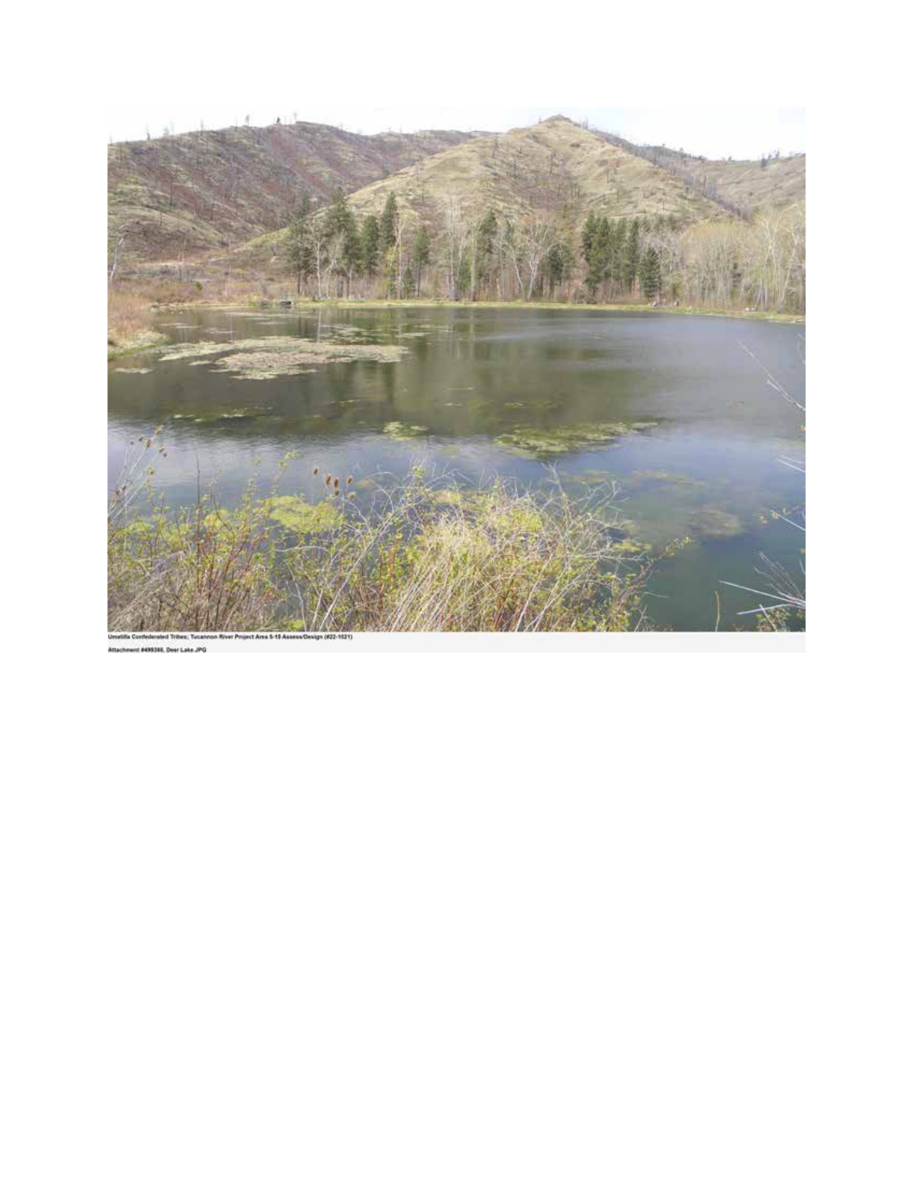Umatilla Confederated Tribes; Tucannon River Project Area 5-15 Assess/Design (#22-1021)

Attachment #499360, Deer Lake.JPG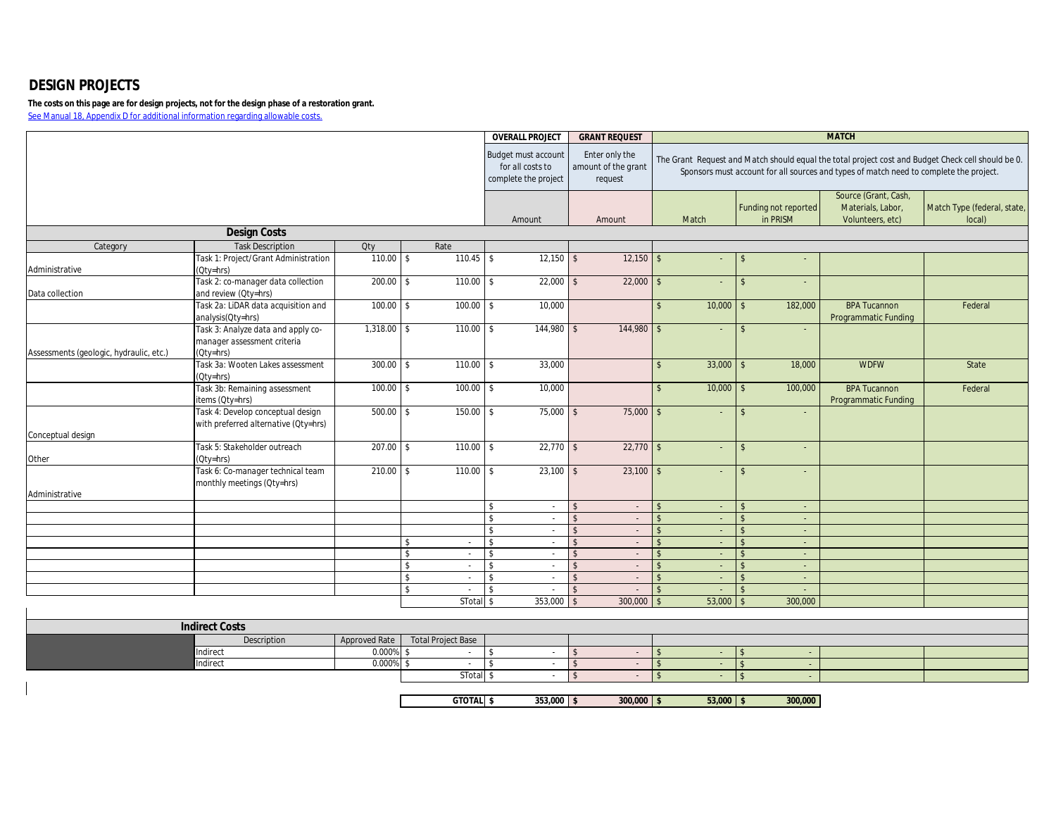## DESIGN PROJECTS

**The costs on this page are for design projects, not for the design phase of a restoration grant.**

See Manual 18, Appendix D for additional information regarding allowable costs.

| | | | | OVERALL PROJECT | GRANT REQUEST | MATCH | | | |
|---|---|---|---|---|---|---|---|---|---|
| | | | | Budget must account for all costs to complete the project | Enter only the amount of the grant request | The Grant Request and Match should equal the total project cost and Budget Check cell should be 0. Sponsors must account for all sources and types of match need to complete the project. | | | |
| | | | | Amount | Amount | Match | Funding not reported in PRISM | Source (Grant, Cash, Materials, Labor, Volunteers, etc) | Match Type (federal, state, local) |
| **Design Costs** | | | | | | | | | |
| Category | Task Description | Qty | Rate | | | | | | |
| Administrative | Task 1: Project/Grant Administration (Qty=hrs) | 110.00 | $ 110.45 | $ 12,150 | $ 12,150 | $ - | $ - | | |
| Data collection | Task 2: co-manager data collection and review (Qty=hrs) | 200.00 | $ 110.00 | $ 22,000 | $ 22,000 | $ - | $ - | | |
| | Task 2a: LiDAR data acquisition and analysis(Qty=hrs) | 100.00 | $ 100.00 | $ 10,000 | | $ 10,000 | $ 182,000 | BPA Tucannon Programmatic Funding | Federal |
| Assessments (geologic, hydraulic, etc.) | Task 3: Analyze data and apply co-manager assessment criteria (Qty=hrs) | 1,318.00 | $ 110.00 | $ 144,980 | $ 144,980 | $ - | $ - | | |
| | Task 3a: Wooten Lakes assessment (Qty=hrs) | 300.00 | $ 110.00 | $ 33,000 | | $ 33,000 | $ 18,000 | WDFW | State |
| | Task 3b: Remaining assessment items (Qty=hrs) | 100.00 | $ 100.00 | $ 10,000 | | $ 10,000 | $ 100,000 | BPA Tucannon Programmatic Funding | Federal |
| Conceptual design | Task 4: Develop conceptual design with preferred alternative (Qty=hrs) | 500.00 | $ 150.00 | $ 75,000 | $ 75,000 | $ - | $ - | | |
| Other | Task 5: Stakeholder outreach (Qty=hrs) | 207.00 | $ 110.00 | $ 22,770 | $ 22,770 | $ - | $ - | | |
| Administrative | Task 6: Co-manager technical team monthly meetings (Qty=hrs) | 210.00 | $ 110.00 | $ 23,100 | $ 23,100 | $ - | $ - | | |
| | | | | $ - | $ - | $ - | $ - | | |
| | | | | $ - | $ - | $ - | $ - | | |
| | | | | $ - | $ - | $ - | $ - | | |
| | | | $ - | $ - | $ - | $ - | $ - | | |
| | | | $ - | $ - | $ - | $ - | $ - | | |
| | | | $ - | $ - | $ - | $ - | $ - | | |
| | | | $ - | $ - | $ - | $ - | $ - | | |
| | | | $ - | $ - | $ - | $ - | $ - | | |
| | | | STotal | $ 353,000 | $ 300,000 | $ 53,000 | $ 300,000 | | |
| **Indirect Costs** | | | | | | | | | |
| | Description | Approved Rate | Total Project Base | | | | | | |
| | Indirect | 0.000% | $ - | $ - | $ - | $ - | $ - | | |
| | Indirect | 0.000% | $ - | $ - | $ - | $ - | $ - | | |
| | | | STotal | $ - | $ - | $ - | $ - | | |
| | | | **GTOTAL** | **$ 353,000** | **$ 300,000** | **$ 53,000** | **$ 300,000** | | |